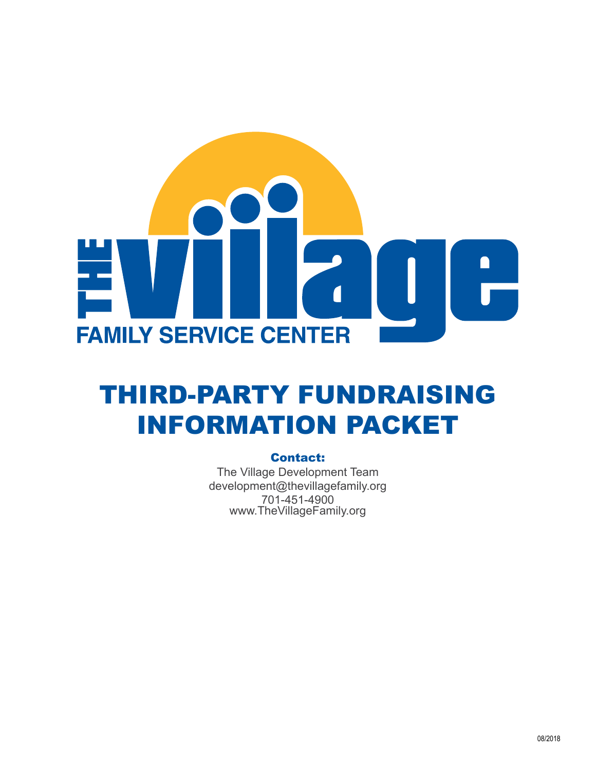THE Village

FAMILY SERVICE CENTER

# THIRD-PARTY FUNDRAISING INFORMATION PACKET

**Contact:**

The Village Development Team
development@thevillagefamily.org
701-451-4900
www.TheVillageFamily.org

08/2018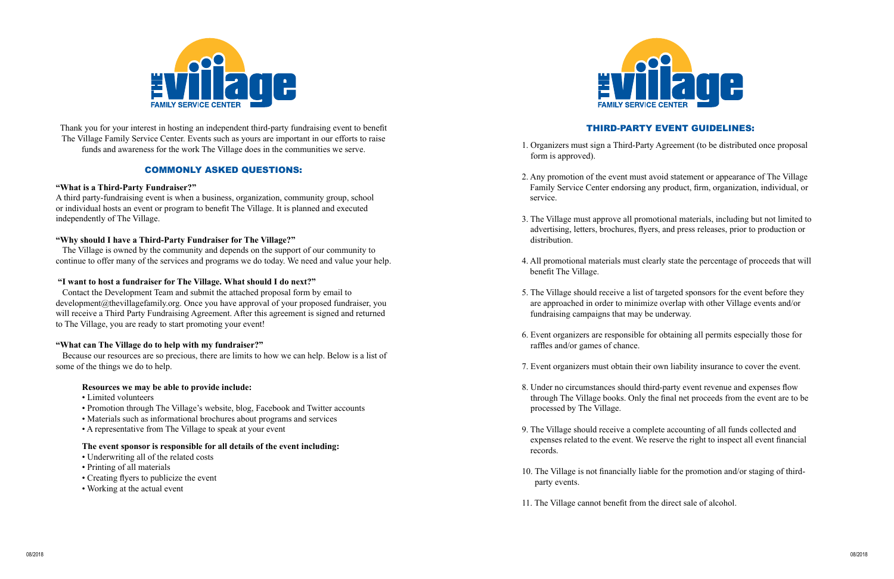Thank you for your interest in hosting an independent third-party fundraising event to benefit The Village Family Service Center. Events such as yours are important in our efforts to raise funds and awareness for the work The Village does in the communities we serve.

## COMMONLY ASKED QUESTIONS:

**"What is a Third-Party Fundraiser?"**

A third party-fundraising event is when a business, organization, community group, school or individual hosts an event or program to benefit The Village. It is planned and executed independently of The Village.

**"Why should I have a Third-Party Fundraiser for The Village?"**

The Village is owned by the community and depends on the support of our community to continue to offer many of the services and programs we do today. We need and value your help.

**"I want to host a fundraiser for The Village. What should I do next?"**

Contact the Development Team and submit the attached proposal form by email to development@thevillagefamily.org. Once you have approval of your proposed fundraiser, you will receive a Third Party Fundraising Agreement. After this agreement is signed and returned to The Village, you are ready to start promoting your event!

**"What can The Village do to help with my fundraiser?"**

Because our resources are so precious, there are limits to how we can help. Below is a list of some of the things we do to help.

**Resources we may be able to provide include:**

- Limited volunteers
- Promotion through The Village's website, blog, Facebook and Twitter accounts
- Materials such as informational brochures about programs and services
- A representative from The Village to speak at your event

**The event sponsor is responsible for all details of the event including:**

- Underwriting all of the related costs
- Printing of all materials
- Creating flyers to publicize the event
- Working at the actual event

## THIRD-PARTY EVENT GUIDELINES:

1. Organizers must sign a Third-Party Agreement (to be distributed once proposal form is approved).
2. Any promotion of the event must avoid statement or appearance of The Village Family Service Center endorsing any product, firm, organization, individual, or service.
3. The Village must approve all promotional materials, including but not limited to advertising, letters, brochures, flyers, and press releases, prior to production or distribution.
4. All promotional materials must clearly state the percentage of proceeds that will benefit The Village.
5. The Village should receive a list of targeted sponsors for the event before they are approached in order to minimize overlap with other Village events and/or fundraising campaigns that may be underway.
6. Event organizers are responsible for obtaining all permits especially those for raffles and/or games of chance.
7. Event organizers must obtain their own liability insurance to cover the event.
8. Under no circumstances should third-party event revenue and expenses flow through The Village books. Only the final net proceeds from the event are to be processed by The Village.
9. The Village should receive a complete accounting of all funds collected and expenses related to the event. We reserve the right to inspect all event financial records.
10. The Village is not financially liable for the promotion and/or staging of third-party events.
11. The Village cannot benefit from the direct sale of alcohol.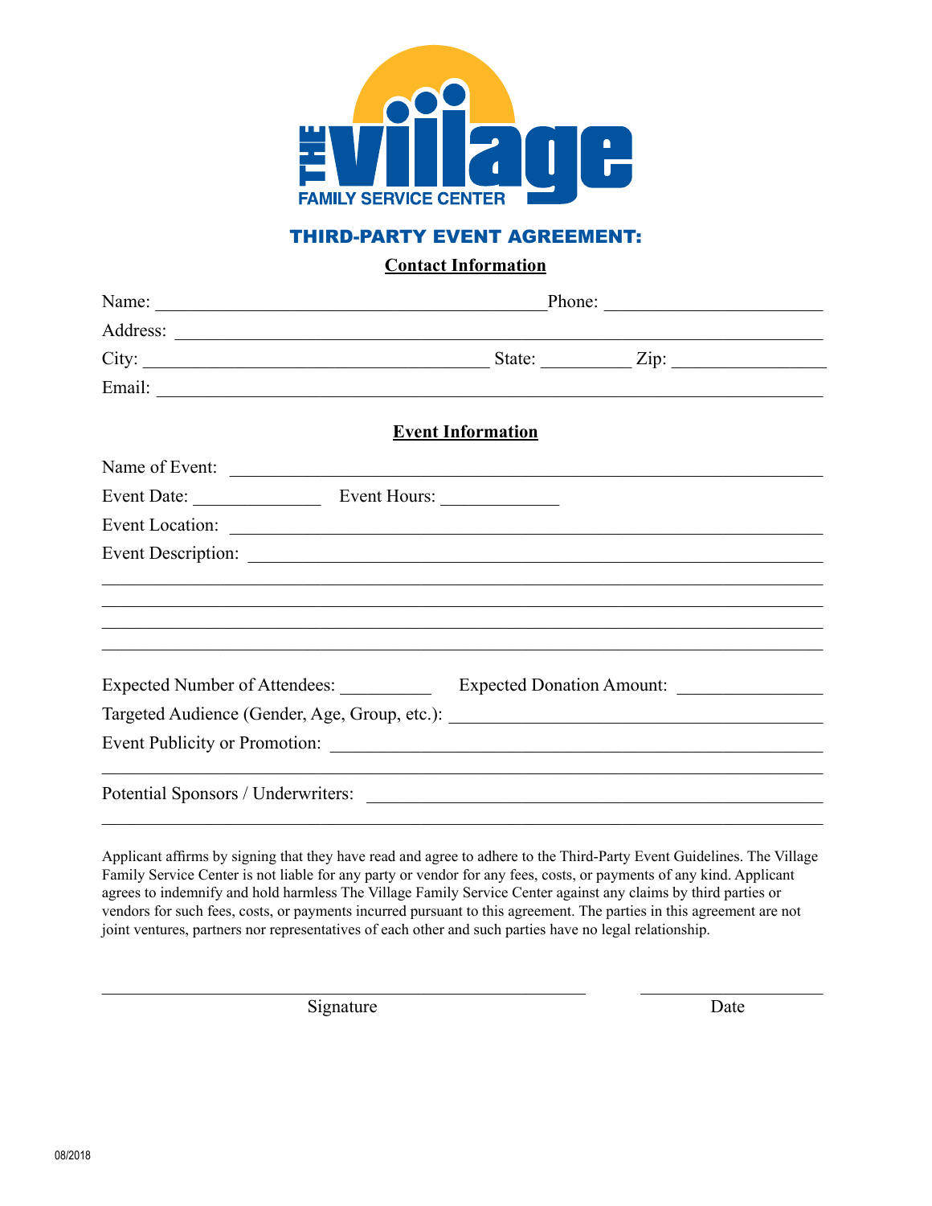THE Village FAMILY SERVICE CENTER

# THIRD-PARTY EVENT AGREEMENT:

## Contact Information

Name: ____________________________________________ Phone: ________________________

Address: ________________________________________________________________________

City: ______________________________________ State: __________ Zip: _________________

Email: __________________________________________________________________________

## Event Information

Name of Event: ___________________________________________________________________

Event Date: _______________ Event Hours: ______________

Event Location: ___________________________________________________________________

Event Description: _________________________________________________________________

_________________________________________________________________________________

_________________________________________________________________________________

_________________________________________________________________________________

_________________________________________________________________________________

Expected Number of Attendees: __________ Expected Donation Amount: ________________

Targeted Audience (Gender, Age, Group, etc.): _________________________________________

Event Publicity or Promotion: ______________________________________________________

_________________________________________________________________________________

Potential Sponsors / Underwriters: ___________________________________________________

_________________________________________________________________________________

Applicant affirms by signing that they have read and agree to adhere to the Third-Party Event Guidelines. The Village Family Service Center is not liable for any party or vendor for any fees, costs, or payments of any kind. Applicant agrees to indemnify and hold harmless The Village Family Service Center against any claims by third parties or vendors for such fees, costs, or payments incurred pursuant to this agreement. The parties in this agreement are not joint ventures, partners nor representatives of each other and such parties have no legal relationship.

_______________________________________________ ____________________

Signature Date

08/2018